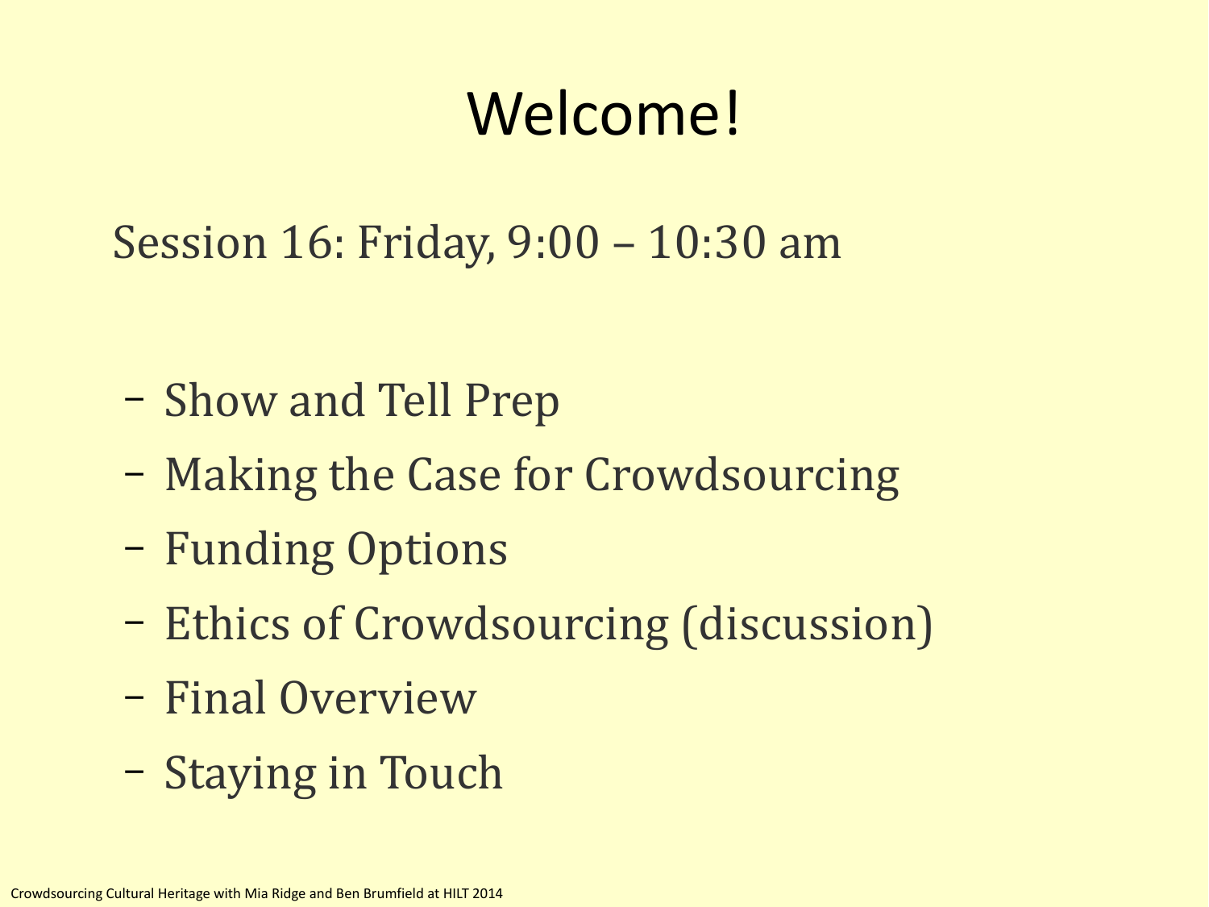# Welcome!

Session 16: Friday, 9:00 – 10:30 am

- Show and Tell Prep
- Making the Case for Crowdsourcing
- Funding Options
- Ethics of Crowdsourcing (discussion)
- Final Overview
- Staying in Touch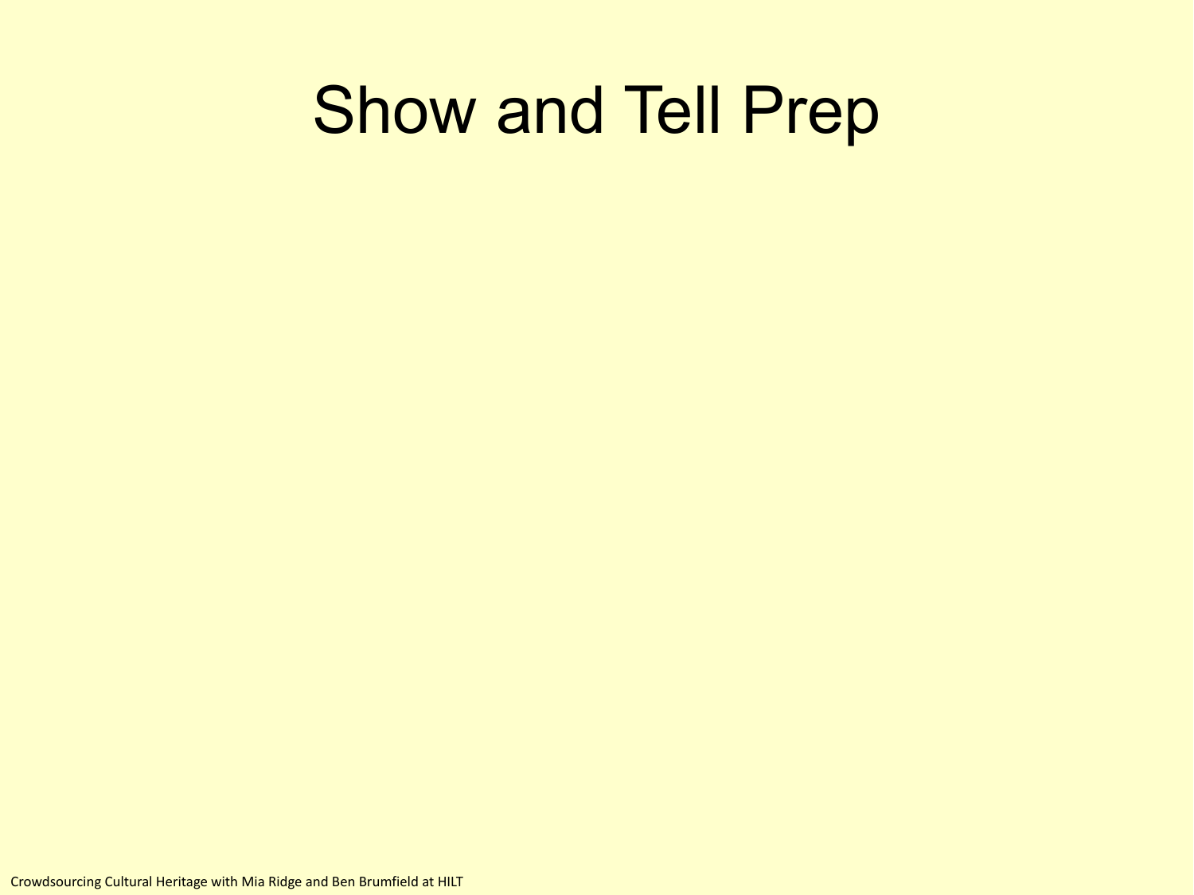# Show and Tell Prep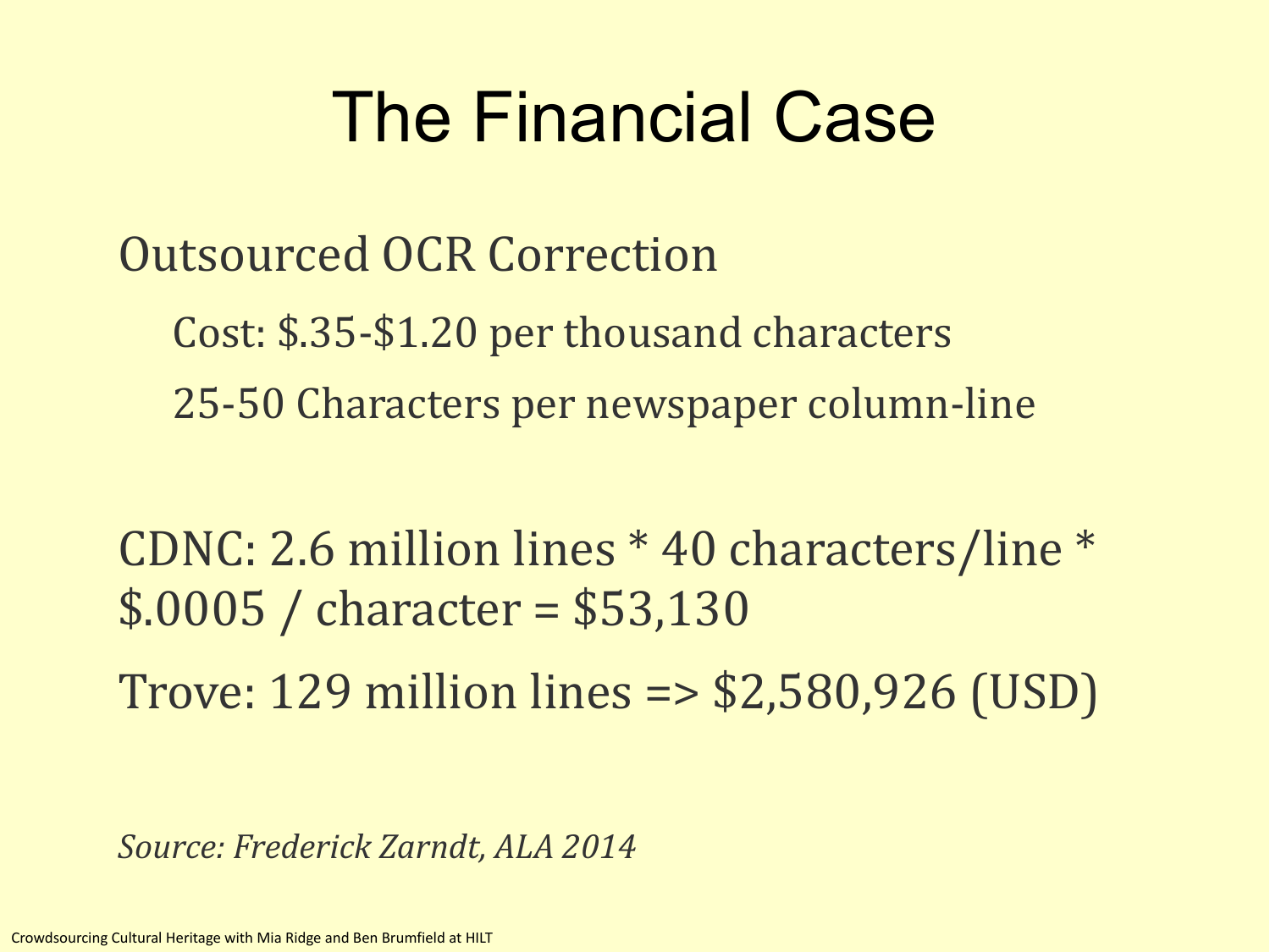# The Financial Case

Outsourced OCR Correction

- Cost: $.35-$1.20 per thousand characters
- 25-50 Characters per newspaper column-line

CDNC: 2.6 million lines * 40 characters/line * $.0005 / character = $53,130

Trove: 129 million lines => $2,580,926 (USD)

*Source: Frederick Zarndt, ALA 2014*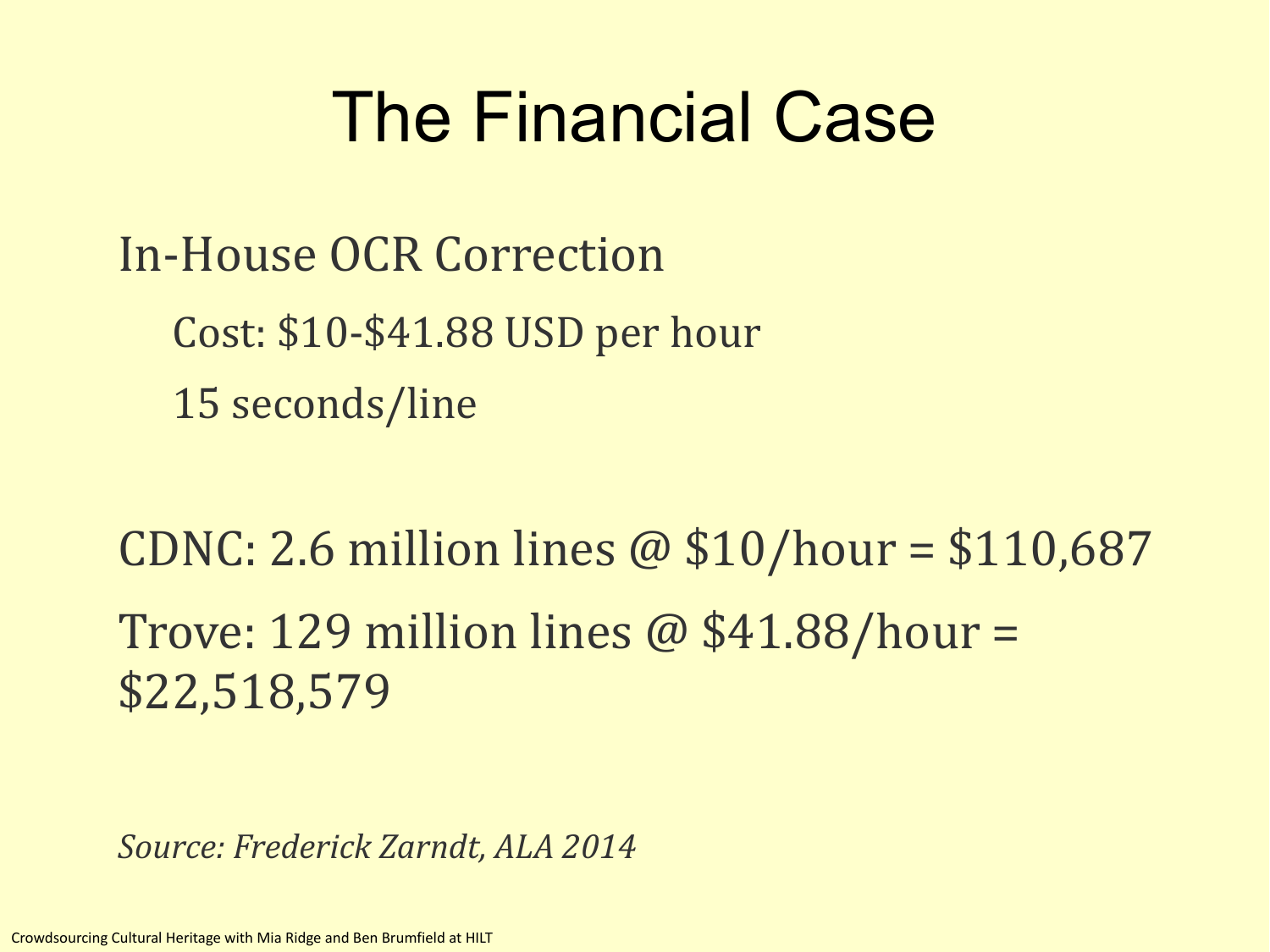# The Financial Case

In-House OCR Correction

Cost: $10-$41.88 USD per hour

15 seconds/line

CDNC: 2.6 million lines @ $10/hour = $110,687

Trove: 129 million lines @ $41.88/hour = $22,518,579

*Source: Frederick Zarndt, ALA 2014*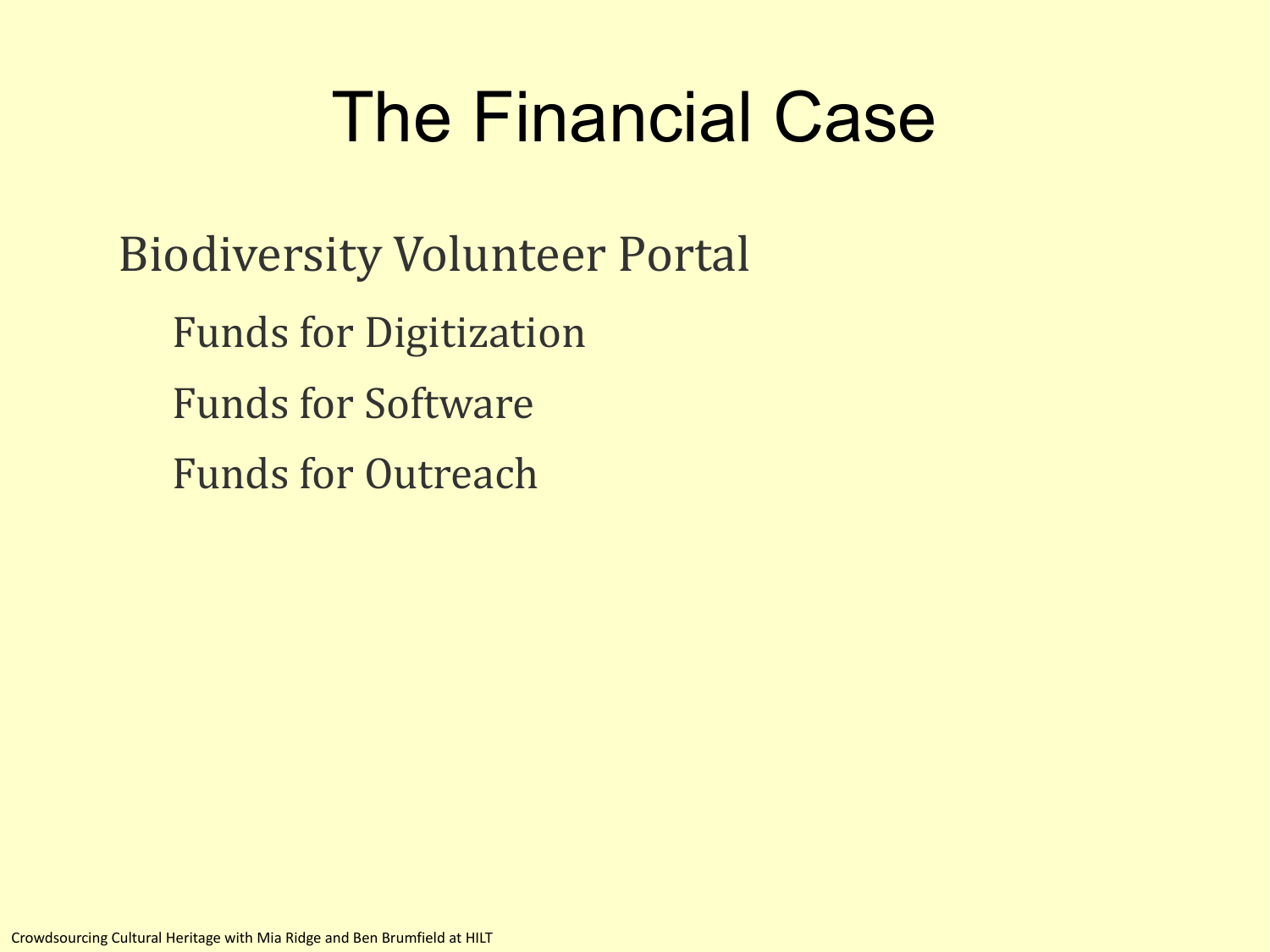# The Financial Case

- Biodiversity Volunteer Portal
  - Funds for Digitization
  - Funds for Software
  - Funds for Outreach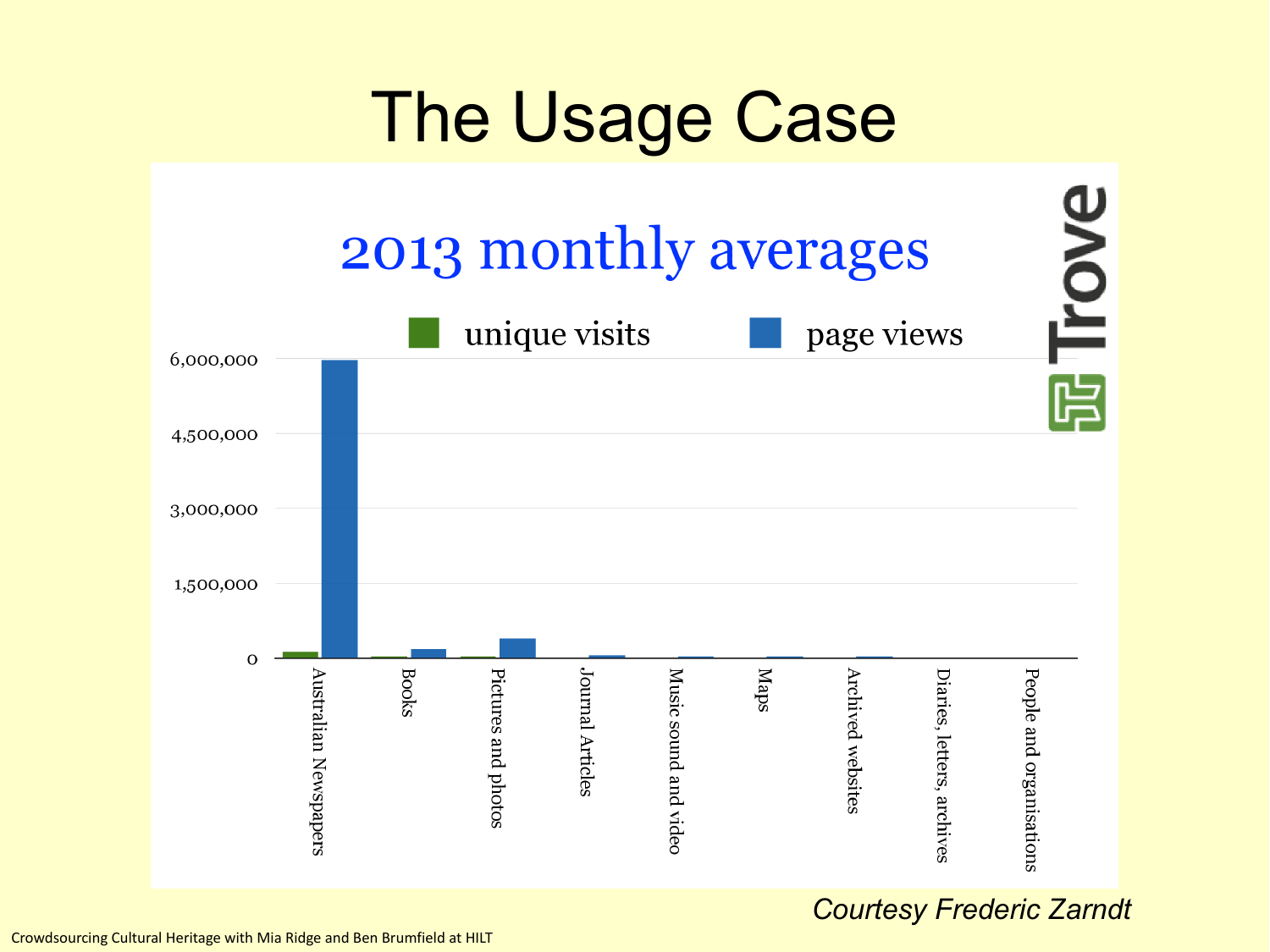# The Usage Case

2013 monthly averages

unique visits | page views

Trove

| | unique visits | page views |
|---|---|---|
| Australian Newspapers | | |
| Books | | |
| Pictures and photos | | |
| Journal Articles | | |
| Music sound and video | | |
| Maps | | |
| Archived websites | | |
| Diaries, letters, archives | | |
| People and organisations | | |

Y-axis: 0, 1,500,000, 3,000,000, 4,500,000, 6,000,000

*Courtesy Frederic Zarndt*

Crowdsourcing Cultural Heritage with Mia Ridge and Ben Brumfield at HILT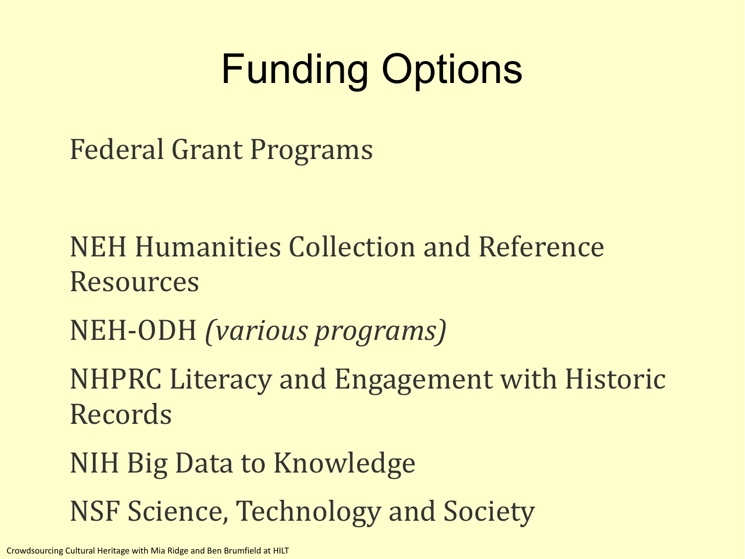# Funding Options

Federal Grant Programs

NEH Humanities Collection and Reference Resources

NEH-ODH *(various programs)*

NHPRC Literacy and Engagement with Historic Records

NIH Big Data to Knowledge

NSF Science, Technology and Society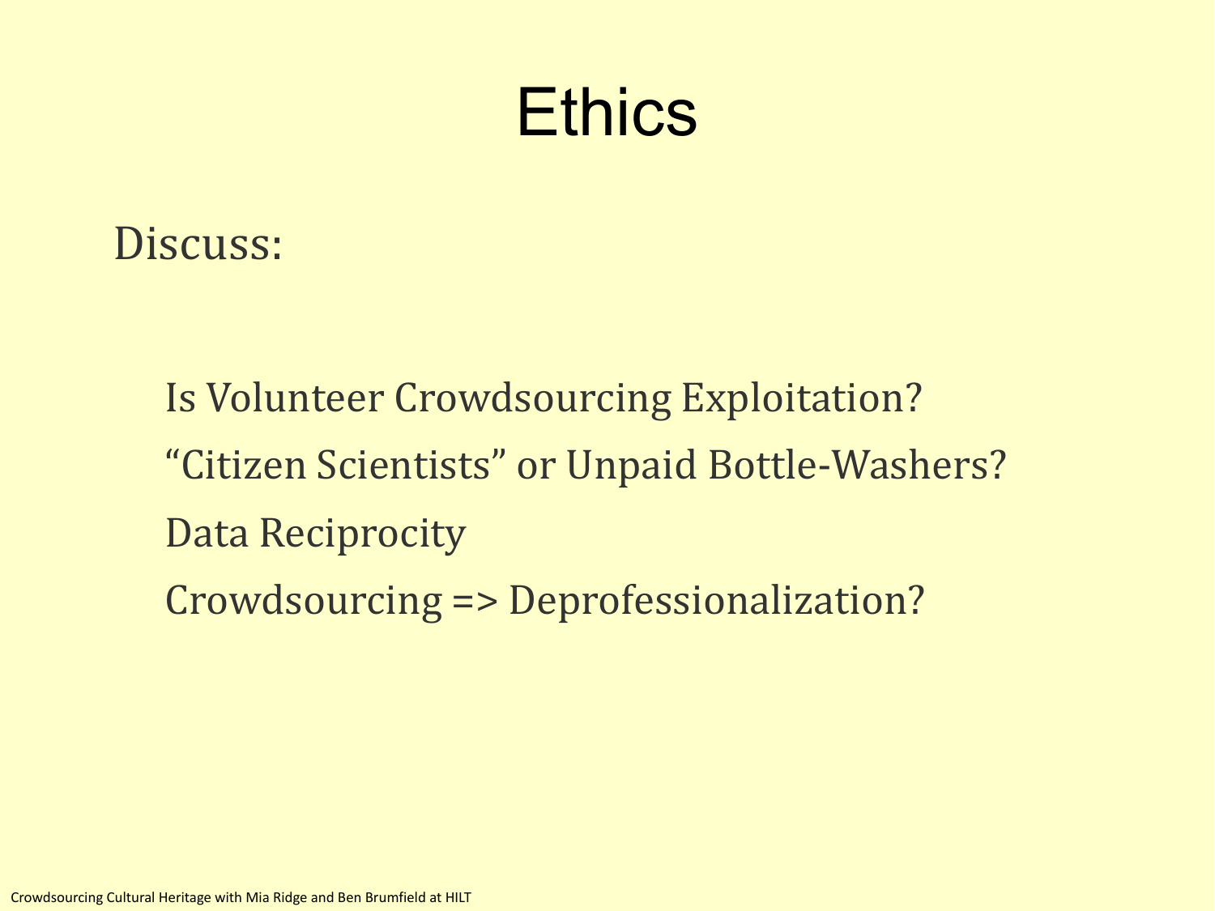# Ethics

Discuss:

- Is Volunteer Crowdsourcing Exploitation?
- “Citizen Scientists” or Unpaid Bottle-Washers?
- Data Reciprocity
- Crowdsourcing => Deprofessionalization?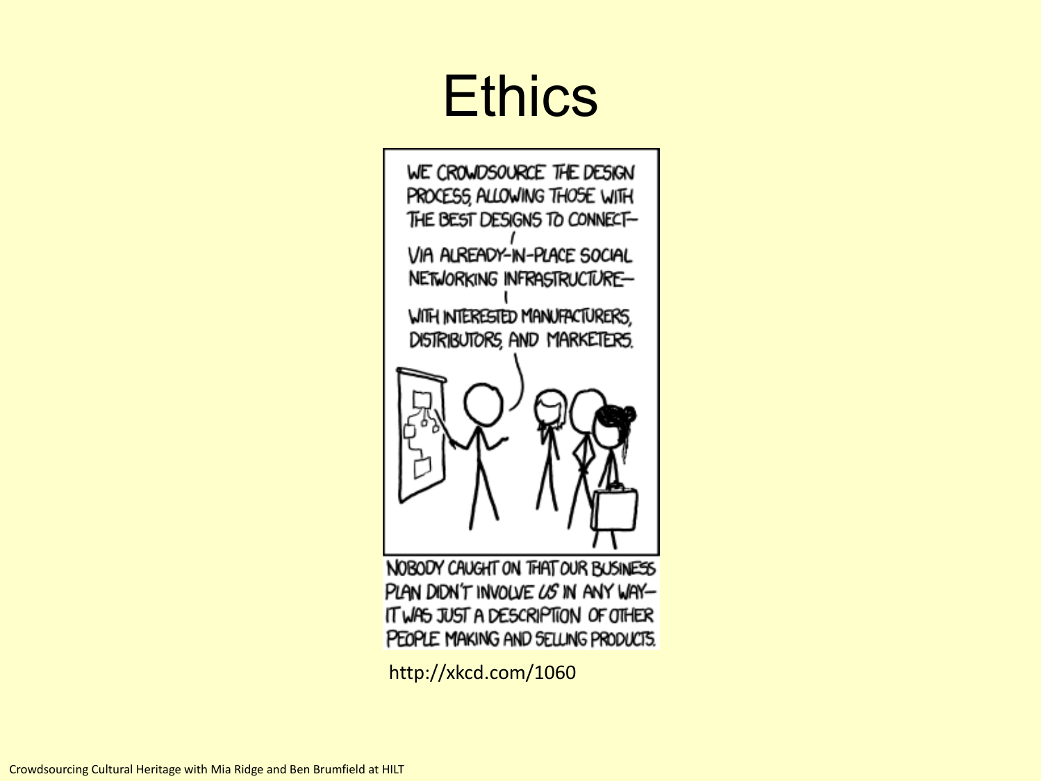# Ethics

WE CROWDSOURCE THE DESIGN PROCESS, ALLOWING THOSE WITH THE BEST DESIGNS TO CONNECT—

VIA ALREADY-IN-PLACE SOCIAL NETWORKING INFRASTRUCTURE—

WITH INTERESTED MANUFACTURERS, DISTRIBUTORS, AND MARKETERS.

NOBODY CAUGHT ON THAT OUR BUSINESS PLAN DIDN'T INVOLVE *US* IN ANY WAY—IT WAS JUST A DESCRIPTION OF OTHER PEOPLE MAKING AND SELLING PRODUCTS.

http://xkcd.com/1060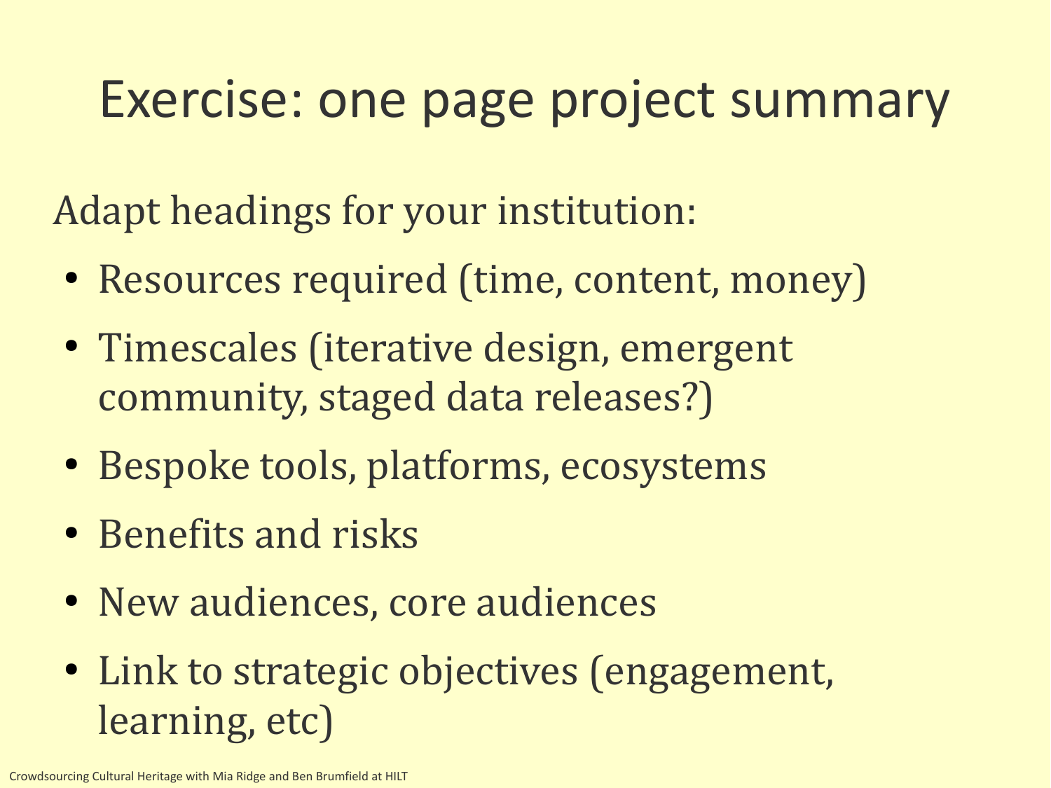# Exercise: one page project summary

Adapt headings for your institution:

- Resources required (time, content, money)
- Timescales (iterative design, emergent community, staged data releases?)
- Bespoke tools, platforms, ecosystems
- Benefits and risks
- New audiences, core audiences
- Link to strategic objectives (engagement, learning, etc)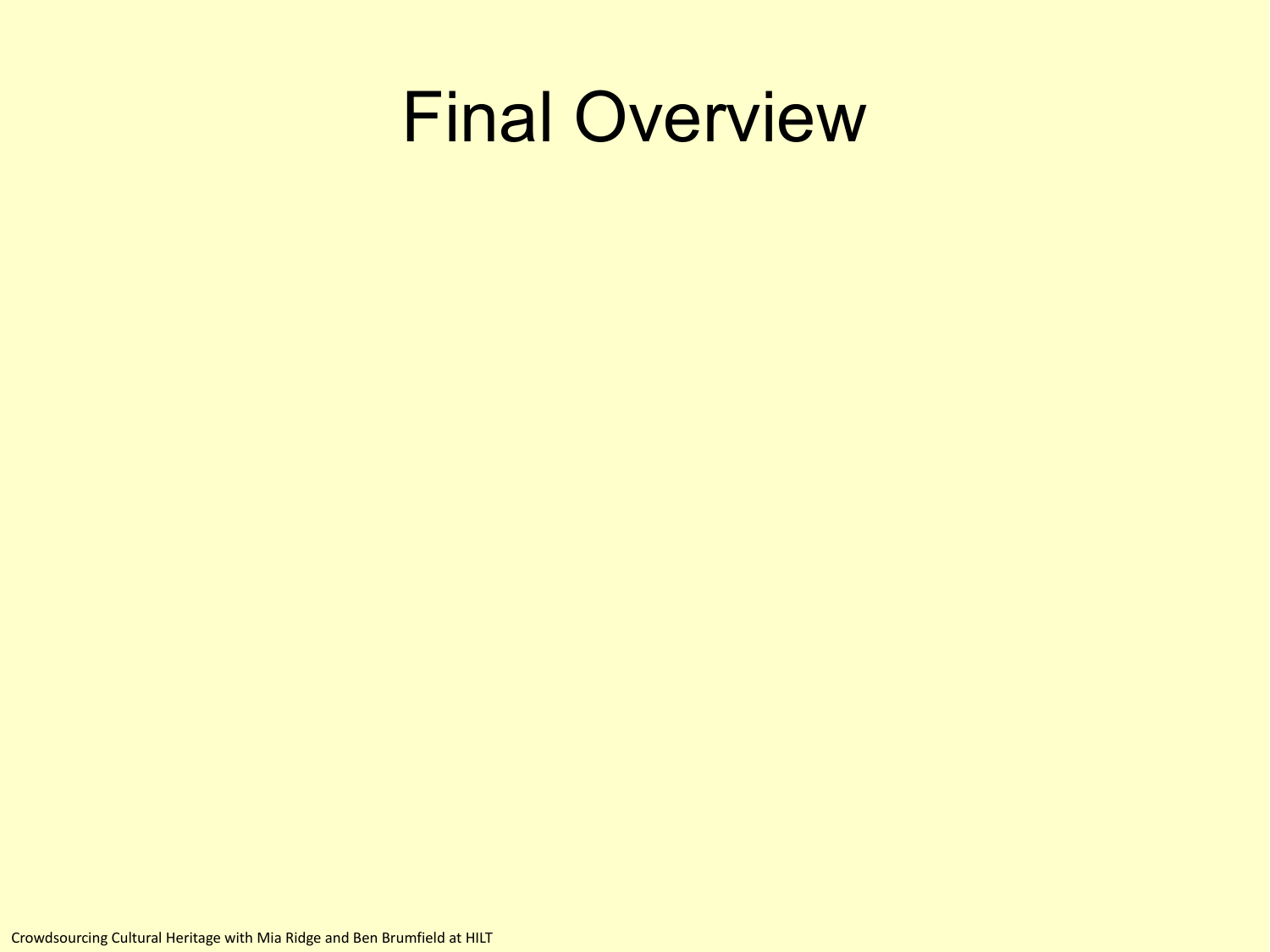# Final Overview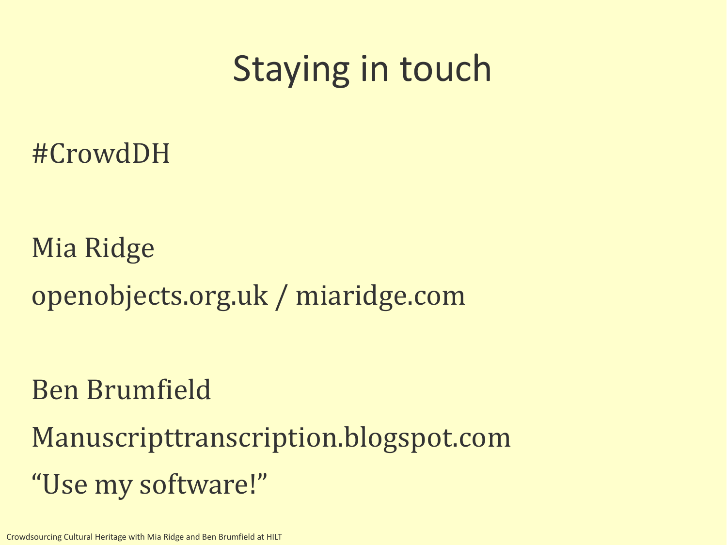# Staying in touch

#CrowdDH

Mia Ridge

openobjects.org.uk / miaridge.com

Ben Brumfield

Manuscripttranscription.blogspot.com

“Use my software!”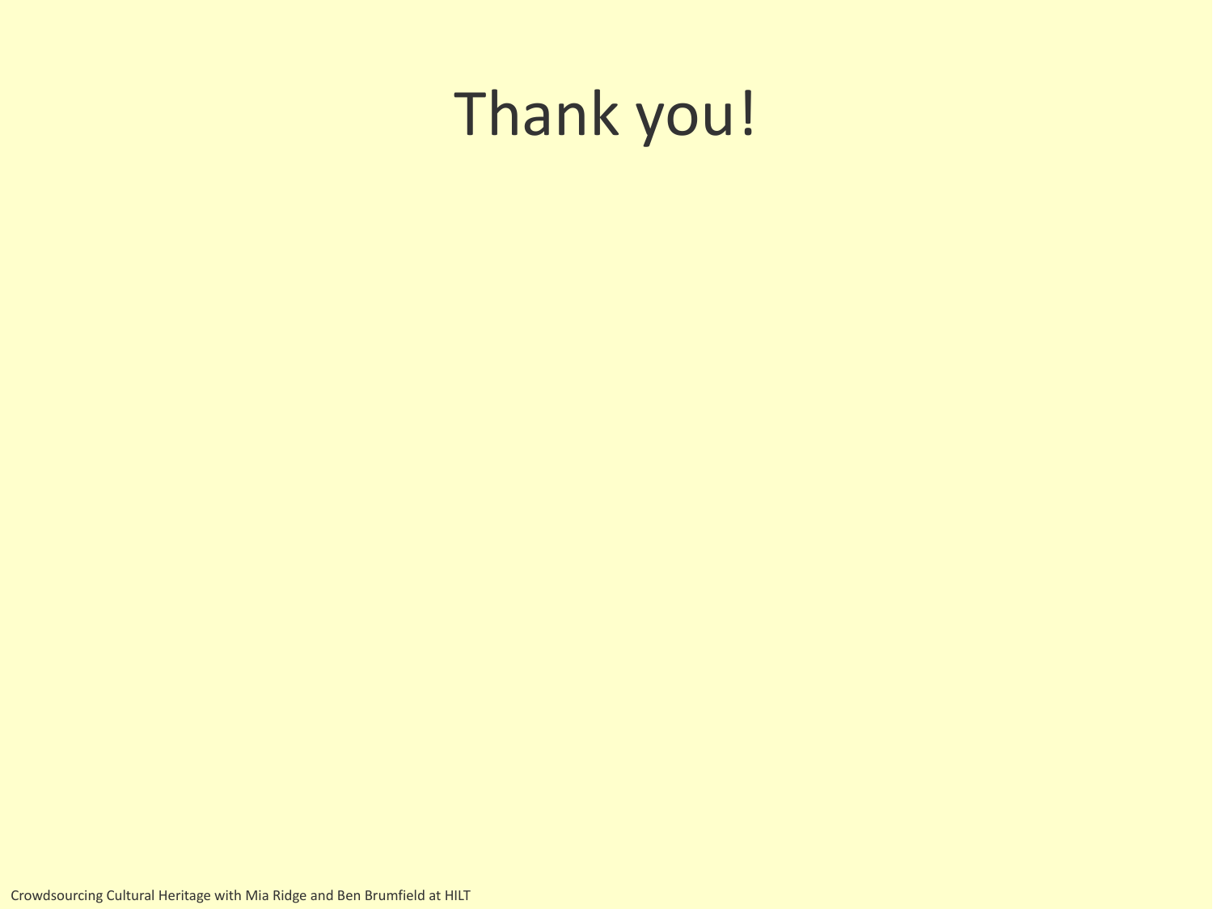# Thank you!